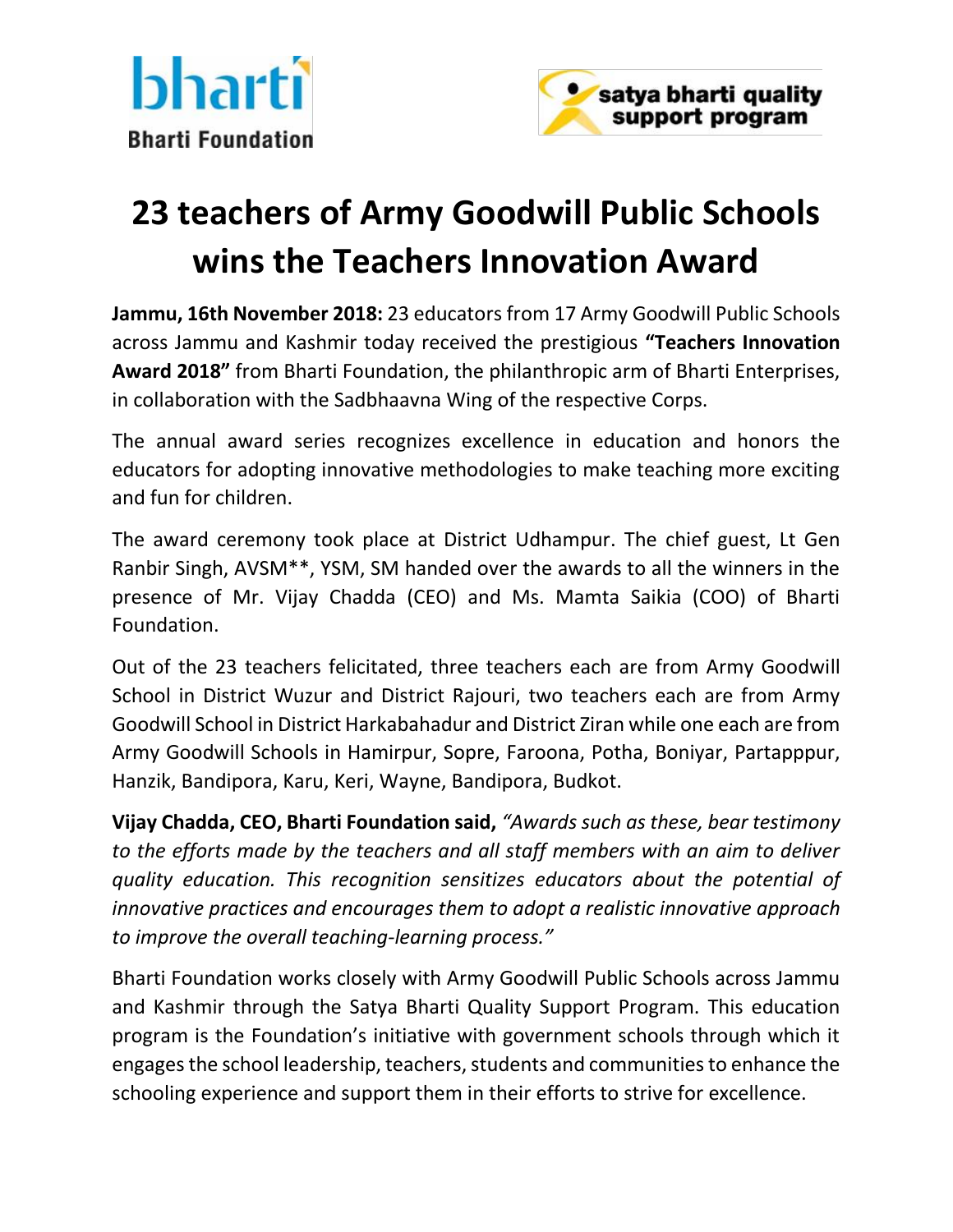bharti
Bharti Foundation

satya bharti quality support program

# 23 teachers of Army Goodwill Public Schools wins the Teachers Innovation Award

**Jammu, 16th November 2018:** 23 educators from 17 Army Goodwill Public Schools across Jammu and Kashmir today received the prestigious **"Teachers Innovation Award 2018"** from Bharti Foundation, the philanthropic arm of Bharti Enterprises, in collaboration with the Sadbhaavna Wing of the respective Corps.

The annual award series recognizes excellence in education and honors the educators for adopting innovative methodologies to make teaching more exciting and fun for children.

The award ceremony took place at District Udhampur. The chief guest, Lt Gen Ranbir Singh, AVSM**, YSM, SM handed over the awards to all the winners in the presence of Mr. Vijay Chadda (CEO) and Ms. Mamta Saikia (COO) of Bharti Foundation.

Out of the 23 teachers felicitated, three teachers each are from Army Goodwill School in District Wuzur and District Rajouri, two teachers each are from Army Goodwill School in District Harkabahadur and District Ziran while one each are from Army Goodwill Schools in Hamirpur, Sopre, Faroona, Potha, Boniyar, Partapppur, Hanzik, Bandipora, Karu, Keri, Wayne, Bandipora, Budkot.

**Vijay Chadda, CEO, Bharti Foundation said,** *"Awards such as these, bear testimony to the efforts made by the teachers and all staff members with an aim to deliver quality education. This recognition sensitizes educators about the potential of innovative practices and encourages them to adopt a realistic innovative approach to improve the overall teaching-learning process."*

Bharti Foundation works closely with Army Goodwill Public Schools across Jammu and Kashmir through the Satya Bharti Quality Support Program. This education program is the Foundation's initiative with government schools through which it engages the school leadership, teachers, students and communities to enhance the schooling experience and support them in their efforts to strive for excellence.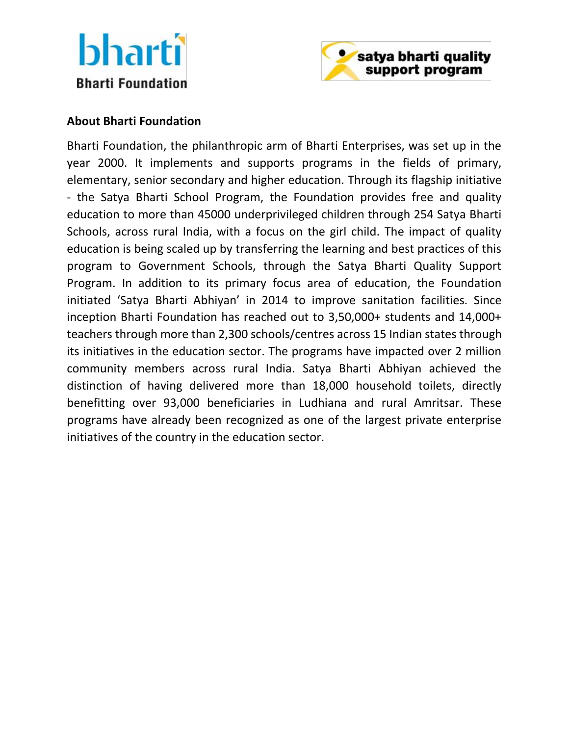**About Bharti Foundation**

Bharti Foundation, the philanthropic arm of Bharti Enterprises, was set up in the year 2000. It implements and supports programs in the fields of primary, elementary, senior secondary and higher education. Through its flagship initiative - the Satya Bharti School Program, the Foundation provides free and quality education to more than 45000 underprivileged children through 254 Satya Bharti Schools, across rural India, with a focus on the girl child. The impact of quality education is being scaled up by transferring the learning and best practices of this program to Government Schools, through the Satya Bharti Quality Support Program. In addition to its primary focus area of education, the Foundation initiated 'Satya Bharti Abhiyan' in 2014 to improve sanitation facilities. Since inception Bharti Foundation has reached out to 3,50,000+ students and 14,000+ teachers through more than 2,300 schools/centres across 15 Indian states through its initiatives in the education sector. The programs have impacted over 2 million community members across rural India. Satya Bharti Abhiyan achieved the distinction of having delivered more than 18,000 household toilets, directly benefitting over 93,000 beneficiaries in Ludhiana and rural Amritsar. These programs have already been recognized as one of the largest private enterprise initiatives of the country in the education sector.